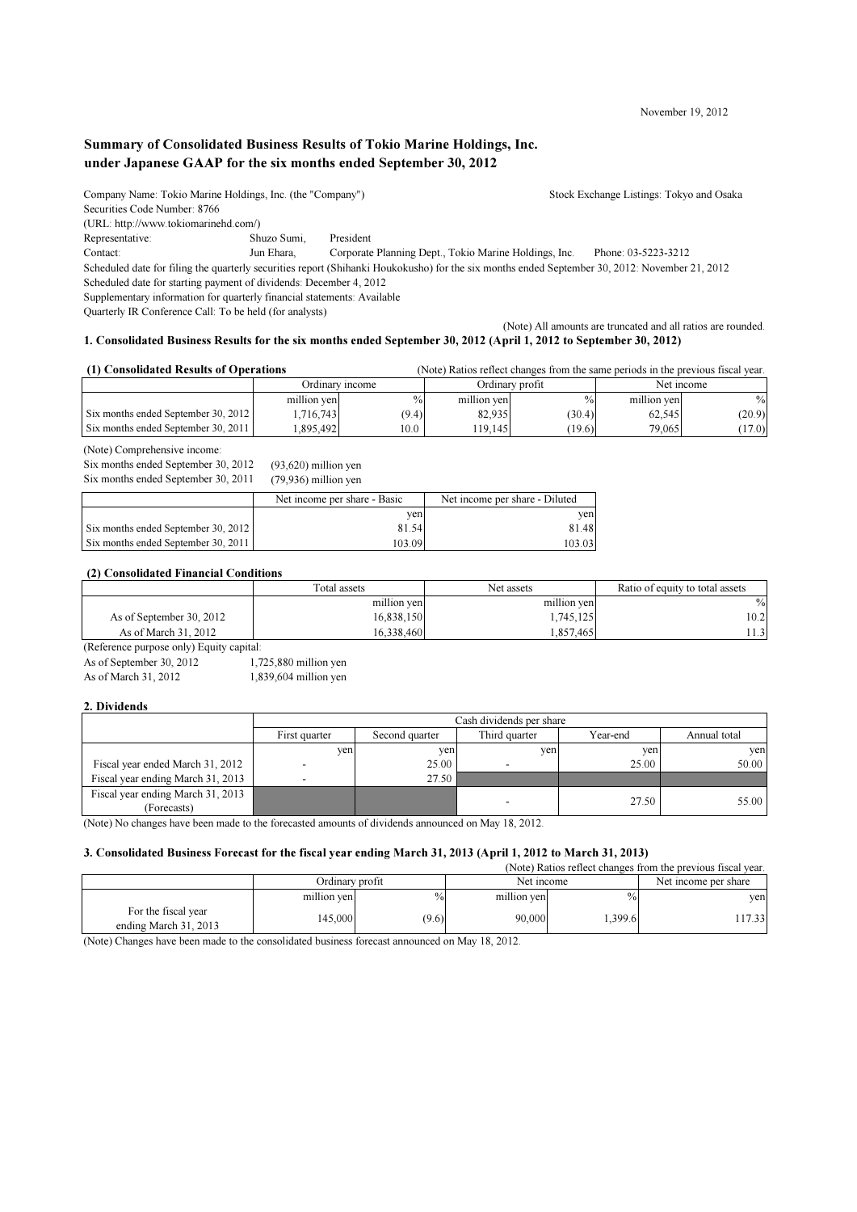November 19, 2012

# Summary of Consolidated Business Results of Tokio Marine Holdings, Inc. under Japanese GAAP for the six months ended September 30, 2012

Company Name: Tokio Marine Holdings, Inc. (the "Company")　　Stock Exchange Listings: Tokyo and Osaka
Securities Code Number: 8766
(URL: http://www.tokiomarinehd.com/)
Representative: Shuzo Sumi, President
Contact: Jun Ehara, Corporate Planning Dept., Tokio Marine Holdings, Inc.　Phone: 03-5223-3212
Scheduled date for filing the quarterly securities report (Shihanki Houkokusho) for the six months ended September 30, 2012: November 21, 2012
Scheduled date for starting payment of dividends: December 4, 2012
Supplementary information for quarterly financial statements: Available
Quarterly IR Conference Call: To be held (for analysts)

(Note) All amounts are truncated and all ratios are rounded.

## 1. Consolidated Business Results for the six months ended September 30, 2012 (April 1, 2012 to September 30, 2012)

### (1) Consolidated Results of Operations

(Note) Ratios reflect changes from the same periods in the previous fiscal year.

| | Ordinary income | | Ordinary profit | | Net income | |
|---|---|---|---|---|---|---|
| | million yen | % | million yen | % | million yen | % |
| Six months ended September 30, 2012 | 1,716,743 | (9.4) | 82,935 | (30.4) | 62,545 | (20.9) |
| Six months ended September 30, 2011 | 1,895,492 | 10.0 | 119,145 | (19.6) | 79,065 | (17.0) |

(Note) Comprehensive income:
Six months ended September 30, 2012　(93,620) million yen
Six months ended September 30, 2011　(79,936) million yen

| | Net income per share - Basic | Net income per share - Diluted |
|---|---|---|
| | yen | yen |
| Six months ended September 30, 2012 | 81.54 | 81.48 |
| Six months ended September 30, 2011 | 103.09 | 103.03 |

### (2) Consolidated Financial Conditions

| | Total assets | Net assets | Ratio of equity to total assets |
|---|---|---|---|
| | million yen | million yen | % |
| As of September 30, 2012 | 16,838,150 | 1,745,125 | 10.2 |
| As of March 31, 2012 | 16,338,460 | 1,857,465 | 11.3 |

(Reference purpose only) Equity capital:
As of September 30, 2012　1,725,880 million yen
As of March 31, 2012　1,839,604 million yen

## 2. Dividends

| | Cash dividends per share | | | | |
|---|---|---|---|---|---|
| | First quarter | Second quarter | Third quarter | Year-end | Annual total |
| | yen | yen | yen | yen | yen |
| Fiscal year ended March 31, 2012 | - | 25.00 | - | 25.00 | 50.00 |
| Fiscal year ending March 31, 2013 | - | 27.50 | | | |
| Fiscal year ending March 31, 2013 (Forecasts) | | | - | 27.50 | 55.00 |

(Note) No changes have been made to the forecasted amounts of dividends announced on May 18, 2012.

## 3. Consolidated Business Forecast for the fiscal year ending March 31, 2013 (April 1, 2012 to March 31, 2013)

(Note) Ratios reflect changes from the previous fiscal year.

| | Ordinary profit | | Net income | | Net income per share |
|---|---|---|---|---|---|
| | million yen | % | million yen | % | yen |
| For the fiscal year ending March 31, 2013 | 145,000 | (9.6) | 90,000 | 1,399.6 | 117.33 |

(Note) Changes have been made to the consolidated business forecast announced on May 18, 2012.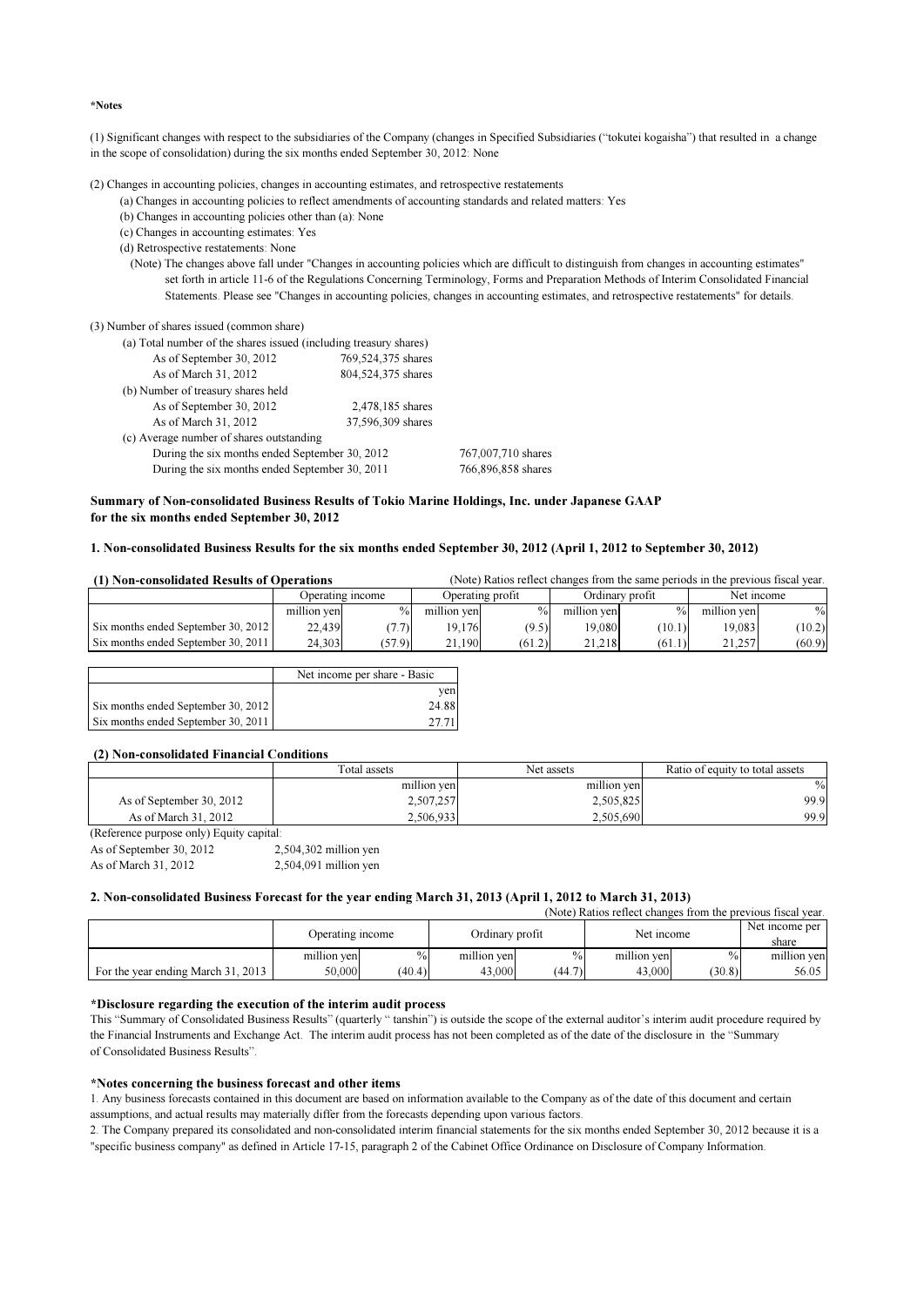**\*Notes**

(1) Significant changes with respect to the subsidiaries of the Company (changes in Specified Subsidiaries ("tokutei kogaisha") that resulted in a change in the scope of consolidation) during the six months ended September 30, 2012: None

(2) Changes in accounting policies, changes in accounting estimates, and retrospective restatements

- (a) Changes in accounting policies to reflect amendments of accounting standards and related matters: Yes
- (b) Changes in accounting policies other than (a): None
- (c) Changes in accounting estimates: Yes
- (d) Retrospective restatements: None

(Note) The changes above fall under "Changes in accounting policies which are difficult to distinguish from changes in accounting estimates" set forth in article 11-6 of the Regulations Concerning Terminology, Forms and Preparation Methods of Interim Consolidated Financial Statements. Please see "Changes in accounting policies, changes in accounting estimates, and retrospective restatements" for details.

(3) Number of shares issued (common share)

(a) Total number of the shares issued (including treasury shares)

| | |
|---|---|
| As of September 30, 2012 | 769,524,375 shares |
| As of March 31, 2012 | 804,524,375 shares |

(b) Number of treasury shares held

| | |
|---|---|
| As of September 30, 2012 | 2,478,185 shares |
| As of March 31, 2012 | 37,596,309 shares |

(c) Average number of shares outstanding

| | |
|---|---|
| During the six months ended September 30, 2012 | 767,007,710 shares |
| During the six months ended September 30, 2011 | 766,896,858 shares |

**Summary of Non-consolidated Business Results of Tokio Marine Holdings, Inc. under Japanese GAAP for the six months ended September 30, 2012**

**1. Non-consolidated Business Results for the six months ended September 30, 2012 (April 1, 2012 to September 30, 2012)**

**(1) Non-consolidated Results of Operations**

(Note) Ratios reflect changes from the same periods in the previous fiscal year.

| | Operating income | | Operating profit | | Ordinary profit | | Net income | |
|---|---|---|---|---|---|---|---|---|
| | million yen | % | million yen | % | million yen | % | million yen | % |
| Six months ended September 30, 2012 | 22,439 | (7.7) | 19,176 | (9.5) | 19,080 | (10.1) | 19,083 | (10.2) |
| Six months ended September 30, 2011 | 24,303 | (57.9) | 21,190 | (61.2) | 21,218 | (61.1) | 21,257 | (60.9) |

| | Net income per share - Basic |
|---|---|
| | yen |
| Six months ended September 30, 2012 | 24.88 |
| Six months ended September 30, 2011 | 27.71 |

**(2) Non-consolidated Financial Conditions**

| | Total assets | Net assets | Ratio of equity to total assets |
|---|---|---|---|
| | million yen | million yen | % |
| As of September 30, 2012 | 2,507,257 | 2,505,825 | 99.9 |
| As of March 31, 2012 | 2,506,933 | 2,505,690 | 99.9 |

(Reference purpose only) Equity capital:

| | |
|---|---|
| As of September 30, 2012 | 2,504,302 million yen |
| As of March 31, 2012 | 2,504,091 million yen |

**2. Non-consolidated Business Forecast for the year ending March 31, 2013 (April 1, 2012 to March 31, 2013)**

(Note) Ratios reflect changes from the previous fiscal year.

| | Operating income | | Ordinary profit | | Net income | | Net income per share |
|---|---|---|---|---|---|---|---|
| | million yen | % | million yen | % | million yen | % | million yen |
| For the year ending March 31, 2013 | 50,000 | (40.4) | 43,000 | (44.7) | 43,000 | (30.8) | 56.05 |

**\*Disclosure regarding the execution of the interim audit process**

This "Summary of Consolidated Business Results" (quarterly " tanshin") is outside the scope of the external auditor's interim audit procedure required by the Financial Instruments and Exchange Act. The interim audit process has not been completed as of the date of the disclosure in the "Summary of Consolidated Business Results".

**\*Notes concerning the business forecast and other items**

1. Any business forecasts contained in this document are based on information available to the Company as of the date of this document and certain assumptions, and actual results may materially differ from the forecasts depending upon various factors.
2. The Company prepared its consolidated and non-consolidated interim financial statements for the six months ended September 30, 2012 because it is a "specific business company" as defined in Article 17-15, paragraph 2 of the Cabinet Office Ordinance on Disclosure of Company Information.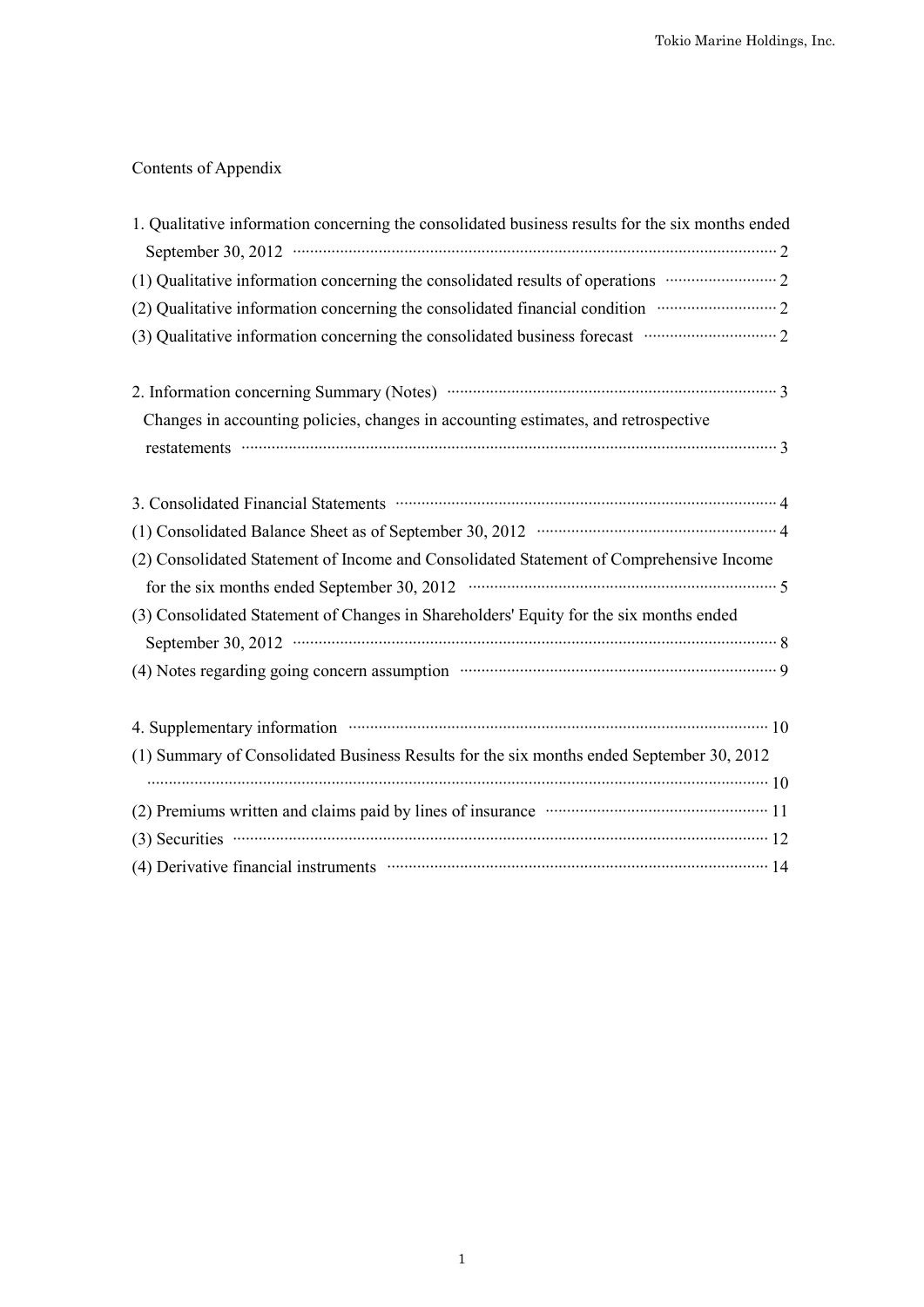## Contents of Appendix

1. Qualitative information concerning the consolidated business results for the six months ended September 30, 2012 ········· 2
   - (1) Qualitative information concerning the consolidated results of operations ········· 2
   - (2) Qualitative information concerning the consolidated financial condition ········· 2
   - (3) Qualitative information concerning the consolidated business forecast ········· 2

2. Information concerning Summary (Notes) ········· 3
   - Changes in accounting policies, changes in accounting estimates, and retrospective restatements ········· 3

3. Consolidated Financial Statements ········· 4
   - (1) Consolidated Balance Sheet as of September 30, 2012 ········· 4
   - (2) Consolidated Statement of Income and Consolidated Statement of Comprehensive Income for the six months ended September 30, 2012 ········· 5
   - (3) Consolidated Statement of Changes in Shareholders' Equity for the six months ended September 30, 2012 ········· 8
   - (4) Notes regarding going concern assumption ········· 9

4. Supplementary information ········· 10
   - (1) Summary of Consolidated Business Results for the six months ended September 30, 2012 ········· 10
   - (2) Premiums written and claims paid by lines of insurance ········· 11
   - (3) Securities ········· 12
   - (4) Derivative financial instruments ········· 14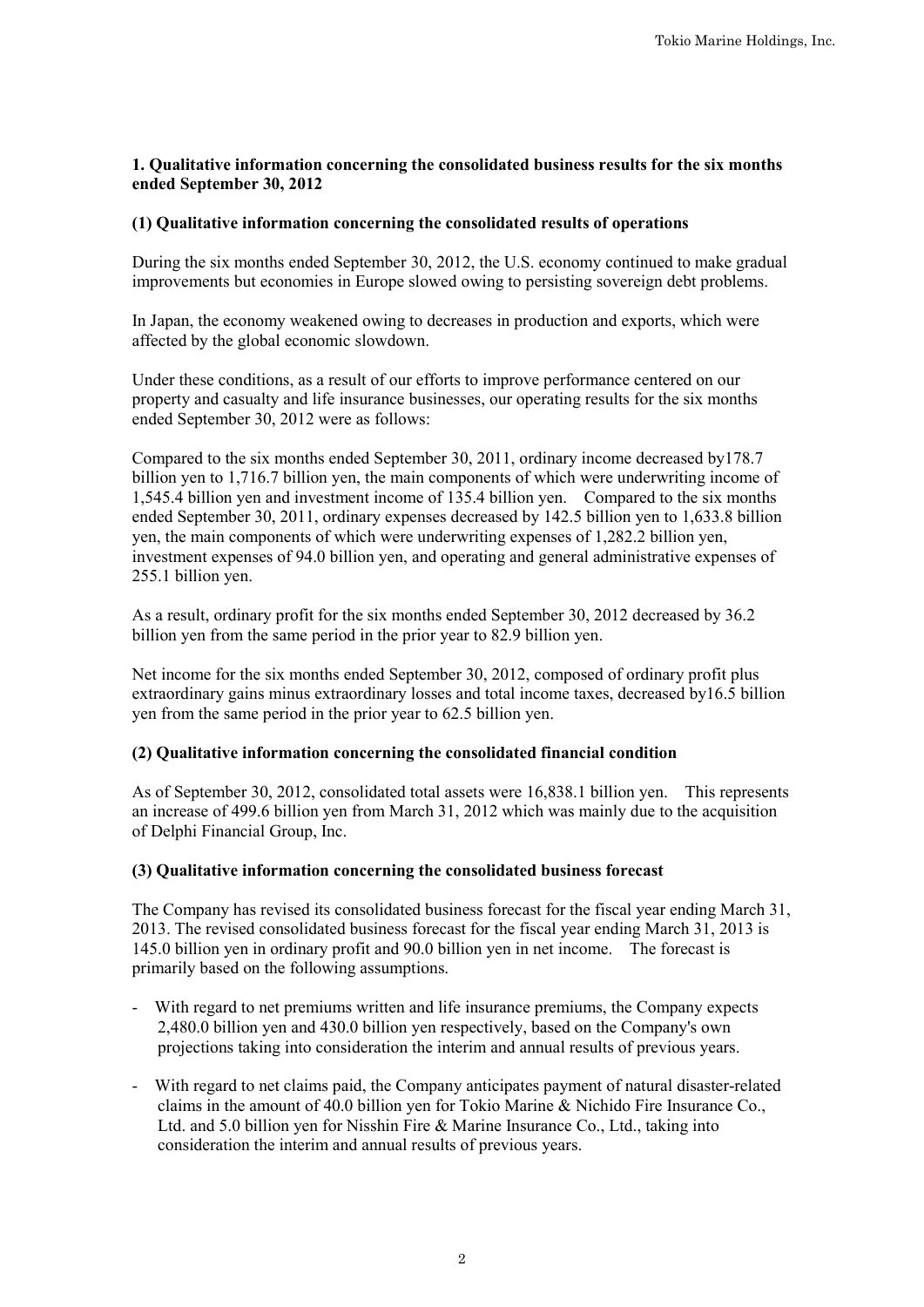## 1. Qualitative information concerning the consolidated business results for the six months ended September 30, 2012

### (1) Qualitative information concerning the consolidated results of operations

During the six months ended September 30, 2012, the U.S. economy continued to make gradual improvements but economies in Europe slowed owing to persisting sovereign debt problems.

In Japan, the economy weakened owing to decreases in production and exports, which were affected by the global economic slowdown.

Under these conditions, as a result of our efforts to improve performance centered on our property and casualty and life insurance businesses, our operating results for the six months ended September 30, 2012 were as follows:

Compared to the six months ended September 30, 2011, ordinary income decreased by178.7 billion yen to 1,716.7 billion yen, the main components of which were underwriting income of 1,545.4 billion yen and investment income of 135.4 billion yen. Compared to the six months ended September 30, 2011, ordinary expenses decreased by 142.5 billion yen to 1,633.8 billion yen, the main components of which were underwriting expenses of 1,282.2 billion yen, investment expenses of 94.0 billion yen, and operating and general administrative expenses of 255.1 billion yen.

As a result, ordinary profit for the six months ended September 30, 2012 decreased by 36.2 billion yen from the same period in the prior year to 82.9 billion yen.

Net income for the six months ended September 30, 2012, composed of ordinary profit plus extraordinary gains minus extraordinary losses and total income taxes, decreased by16.5 billion yen from the same period in the prior year to 62.5 billion yen.

### (2) Qualitative information concerning the consolidated financial condition

As of September 30, 2012, consolidated total assets were 16,838.1 billion yen. This represents an increase of 499.6 billion yen from March 31, 2012 which was mainly due to the acquisition of Delphi Financial Group, Inc.

### (3) Qualitative information concerning the consolidated business forecast

The Company has revised its consolidated business forecast for the fiscal year ending March 31, 2013. The revised consolidated business forecast for the fiscal year ending March 31, 2013 is 145.0 billion yen in ordinary profit and 90.0 billion yen in net income. The forecast is primarily based on the following assumptions.

- With regard to net premiums written and life insurance premiums, the Company expects 2,480.0 billion yen and 430.0 billion yen respectively, based on the Company's own projections taking into consideration the interim and annual results of previous years.
- With regard to net claims paid, the Company anticipates payment of natural disaster-related claims in the amount of 40.0 billion yen for Tokio Marine & Nichido Fire Insurance Co., Ltd. and 5.0 billion yen for Nisshin Fire & Marine Insurance Co., Ltd., taking into consideration the interim and annual results of previous years.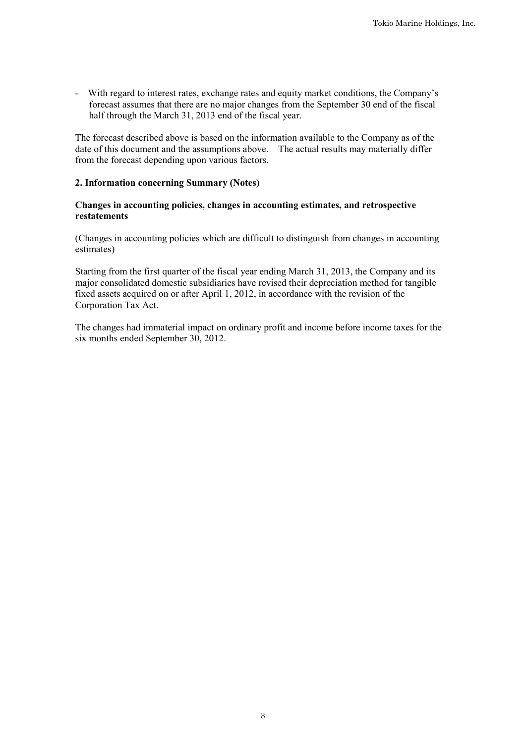- With regard to interest rates, exchange rates and equity market conditions, the Company's forecast assumes that there are no major changes from the September 30 end of the fiscal half through the March 31, 2013 end of the fiscal year.

The forecast described above is based on the information available to the Company as of the date of this document and the assumptions above. The actual results may materially differ from the forecast depending upon various factors.

### 2. Information concerning Summary (Notes)

**Changes in accounting policies, changes in accounting estimates, and retrospective restatements**

(Changes in accounting policies which are difficult to distinguish from changes in accounting estimates)

Starting from the first quarter of the fiscal year ending March 31, 2013, the Company and its major consolidated domestic subsidiaries have revised their depreciation method for tangible fixed assets acquired on or after April 1, 2012, in accordance with the revision of the Corporation Tax Act.

The changes had immaterial impact on ordinary profit and income before income taxes for the six months ended September 30, 2012.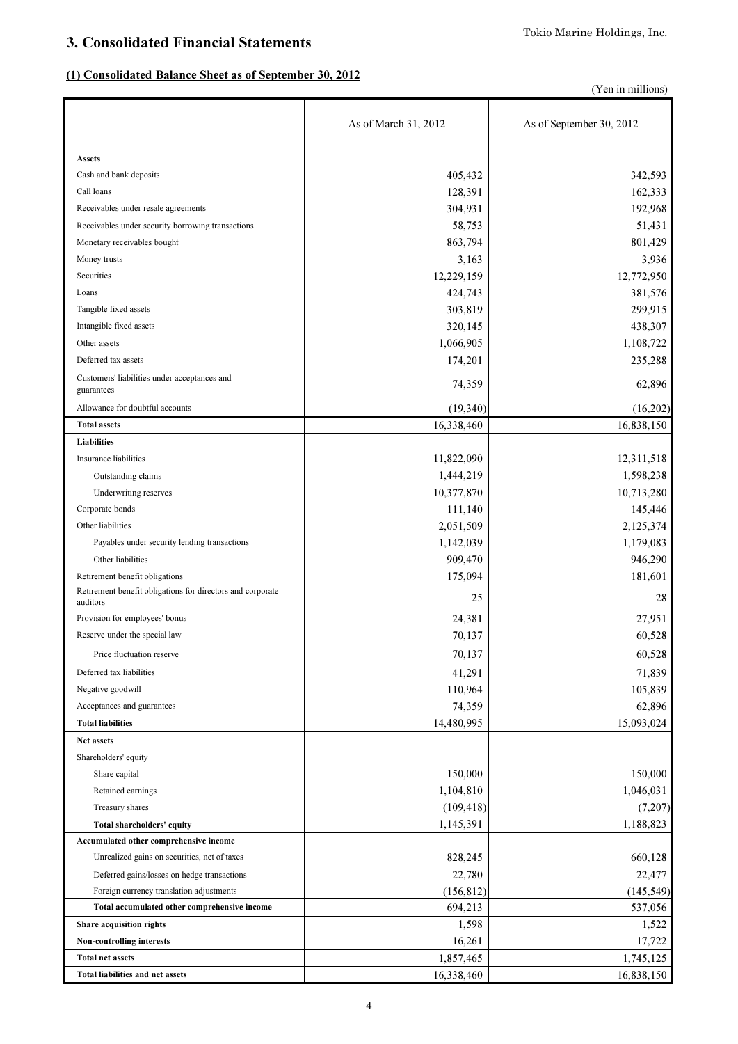# 3. Consolidated Financial Statements

## (1) Consolidated Balance Sheet as of September 30, 2012

(Yen in millions)

| | As of March 31, 2012 | As of September 30, 2012 |
|---|---|---|
| **Assets** | | |
| Cash and bank deposits | 405,432 | 342,593 |
| Call loans | 128,391 | 162,333 |
| Receivables under resale agreements | 304,931 | 192,968 |
| Receivables under security borrowing transactions | 58,753 | 51,431 |
| Monetary receivables bought | 863,794 | 801,429 |
| Money trusts | 3,163 | 3,936 |
| Securities | 12,229,159 | 12,772,950 |
| Loans | 424,743 | 381,576 |
| Tangible fixed assets | 303,819 | 299,915 |
| Intangible fixed assets | 320,145 | 438,307 |
| Other assets | 1,066,905 | 1,108,722 |
| Deferred tax assets | 174,201 | 235,288 |
| Customers' liabilities under acceptances and guarantees | 74,359 | 62,896 |
| Allowance for doubtful accounts | (19,340) | (16,202) |
| **Total assets** | 16,338,460 | 16,838,150 |
| **Liabilities** | | |
| Insurance liabilities | 11,822,090 | 12,311,518 |
| Outstanding claims | 1,444,219 | 1,598,238 |
| Underwriting reserves | 10,377,870 | 10,713,280 |
| Corporate bonds | 111,140 | 145,446 |
| Other liabilities | 2,051,509 | 2,125,374 |
| Payables under security lending transactions | 1,142,039 | 1,179,083 |
| Other liabilities | 909,470 | 946,290 |
| Retirement benefit obligations | 175,094 | 181,601 |
| Retirement benefit obligations for directors and corporate auditors | 25 | 28 |
| Provision for employees' bonus | 24,381 | 27,951 |
| Reserve under the special law | 70,137 | 60,528 |
| Price fluctuation reserve | 70,137 | 60,528 |
| Deferred tax liabilities | 41,291 | 71,839 |
| Negative goodwill | 110,964 | 105,839 |
| Acceptances and guarantees | 74,359 | 62,896 |
| **Total liabilities** | 14,480,995 | 15,093,024 |
| **Net assets** | | |
| Shareholders' equity | | |
| Share capital | 150,000 | 150,000 |
| Retained earnings | 1,104,810 | 1,046,031 |
| Treasury shares | (109,418) | (7,207) |
| **Total shareholders' equity** | 1,145,391 | 1,188,823 |
| **Accumulated other comprehensive income** | | |
| Unrealized gains on securities, net of taxes | 828,245 | 660,128 |
| Deferred gains/losses on hedge transactions | 22,780 | 22,477 |
| Foreign currency translation adjustments | (156,812) | (145,549) |
| **Total accumulated other comprehensive income** | 694,213 | 537,056 |
| **Share acquisition rights** | 1,598 | 1,522 |
| **Non-controlling interests** | 16,261 | 17,722 |
| **Total net assets** | 1,857,465 | 1,745,125 |
| **Total liabilities and net assets** | 16,338,460 | 16,838,150 |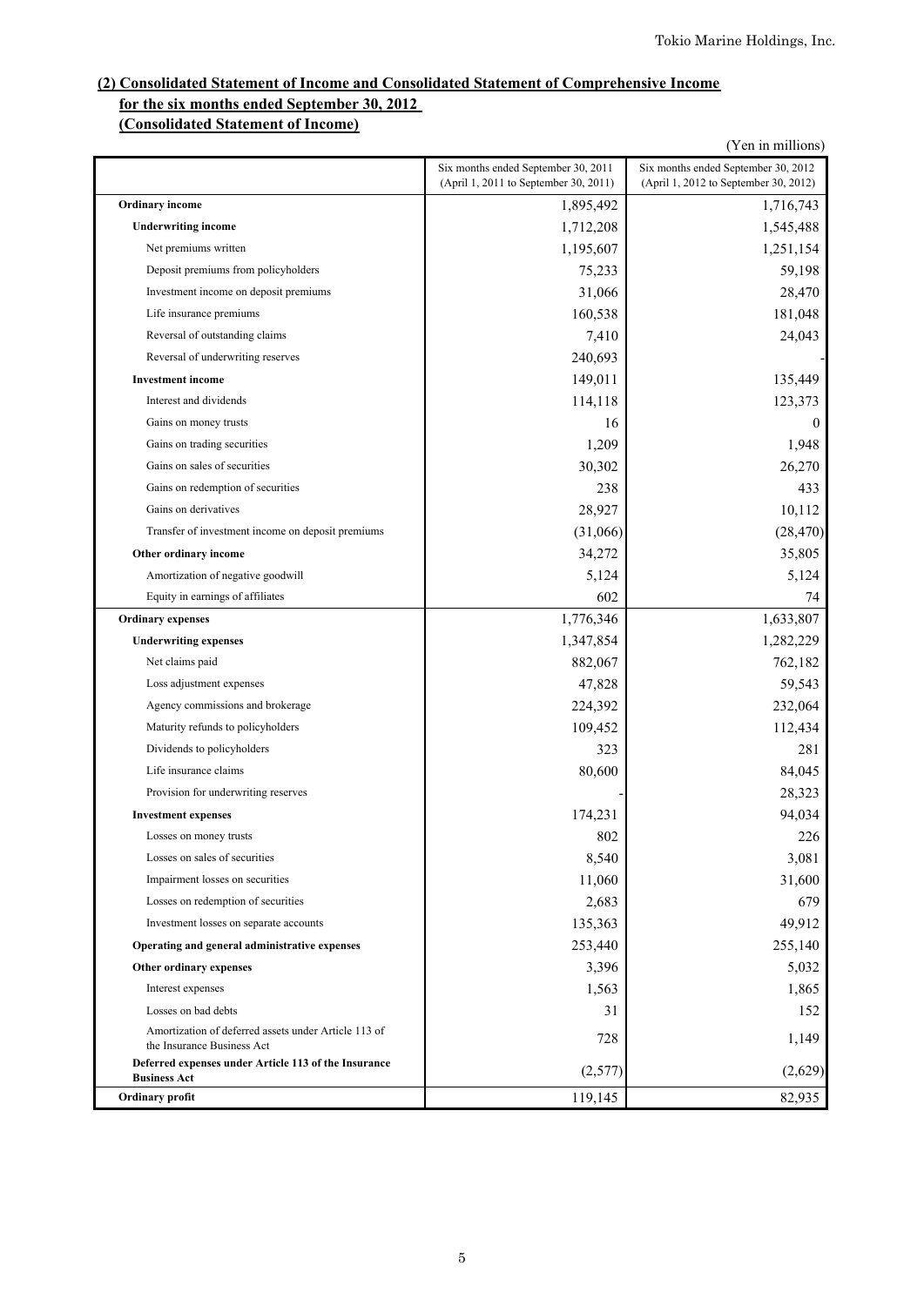## (2) Consolidated Statement of Income and Consolidated Statement of Comprehensive Income for the six months ended September 30, 2012

### (Consolidated Statement of Income)

(Yen in millions)

| | Six months ended September 30, 2011 (April 1, 2011 to September 30, 2011) | Six months ended September 30, 2012 (April 1, 2012 to September 30, 2012) |
|---|---|---|
| **Ordinary income** | 1,895,492 | 1,716,743 |
| **Underwriting income** | 1,712,208 | 1,545,488 |
| Net premiums written | 1,195,607 | 1,251,154 |
| Deposit premiums from policyholders | 75,233 | 59,198 |
| Investment income on deposit premiums | 31,066 | 28,470 |
| Life insurance premiums | 160,538 | 181,048 |
| Reversal of outstanding claims | 7,410 | 24,043 |
| Reversal of underwriting reserves | 240,693 | - |
| **Investment income** | 149,011 | 135,449 |
| Interest and dividends | 114,118 | 123,373 |
| Gains on money trusts | 16 | 0 |
| Gains on trading securities | 1,209 | 1,948 |
| Gains on sales of securities | 30,302 | 26,270 |
| Gains on redemption of securities | 238 | 433 |
| Gains on derivatives | 28,927 | 10,112 |
| Transfer of investment income on deposit premiums | (31,066) | (28,470) |
| **Other ordinary income** | 34,272 | 35,805 |
| Amortization of negative goodwill | 5,124 | 5,124 |
| Equity in earnings of affiliates | 602 | 74 |
| **Ordinary expenses** | 1,776,346 | 1,633,807 |
| **Underwriting expenses** | 1,347,854 | 1,282,229 |
| Net claims paid | 882,067 | 762,182 |
| Loss adjustment expenses | 47,828 | 59,543 |
| Agency commissions and brokerage | 224,392 | 232,064 |
| Maturity refunds to policyholders | 109,452 | 112,434 |
| Dividends to policyholders | 323 | 281 |
| Life insurance claims | 80,600 | 84,045 |
| Provision for underwriting reserves | - | 28,323 |
| **Investment expenses** | 174,231 | 94,034 |
| Losses on money trusts | 802 | 226 |
| Losses on sales of securities | 8,540 | 3,081 |
| Impairment losses on securities | 11,060 | 31,600 |
| Losses on redemption of securities | 2,683 | 679 |
| Investment losses on separate accounts | 135,363 | 49,912 |
| **Operating and general administrative expenses** | 253,440 | 255,140 |
| **Other ordinary expenses** | 3,396 | 5,032 |
| Interest expenses | 1,563 | 1,865 |
| Losses on bad debts | 31 | 152 |
| Amortization of deferred assets under Article 113 of the Insurance Business Act | 728 | 1,149 |
| **Deferred expenses under Article 113 of the Insurance Business Act** | (2,577) | (2,629) |
| **Ordinary profit** | 119,145 | 82,935 |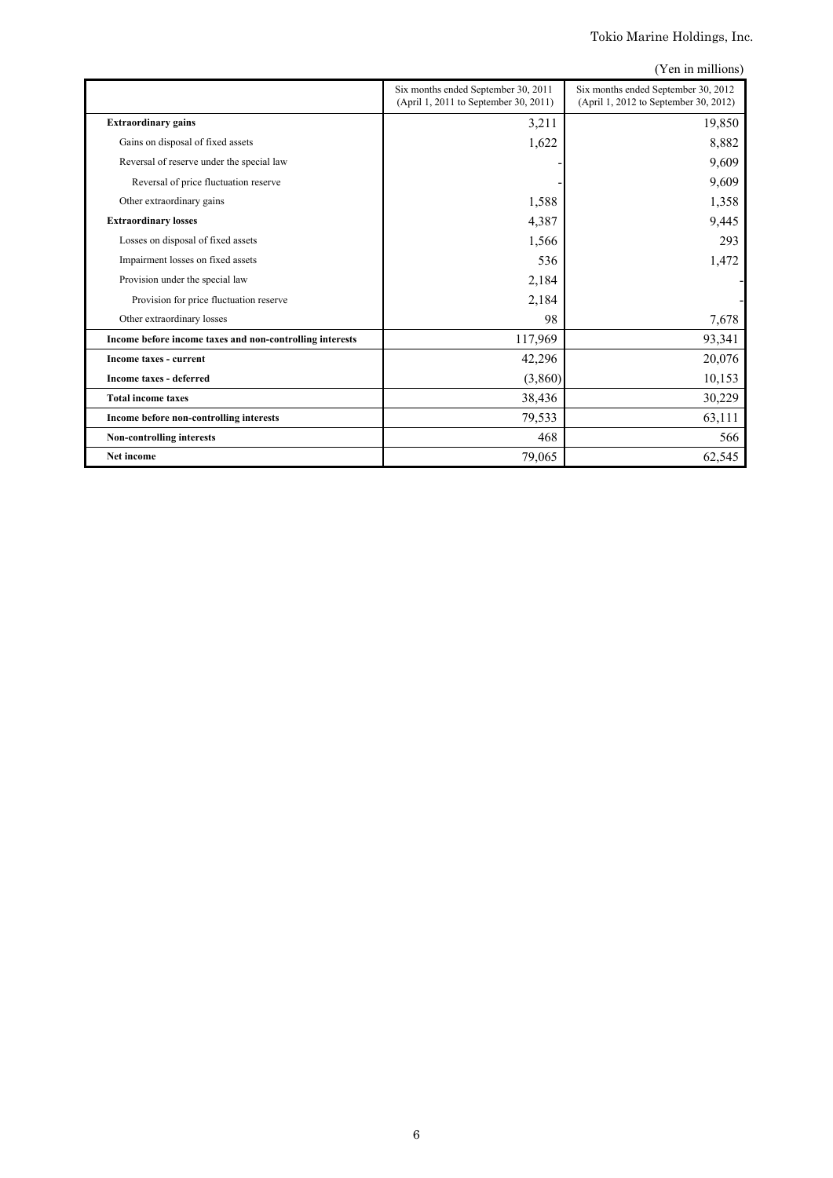(Yen in millions)

| | Six months ended September 30, 2011 (April 1, 2011 to September 30, 2011) | Six months ended September 30, 2012 (April 1, 2012 to September 30, 2012) |
|---|---|---|
| **Extraordinary gains** | 3,211 | 19,850 |
| Gains on disposal of fixed assets | 1,622 | 8,882 |
| Reversal of reserve under the special law | - | 9,609 |
| Reversal of price fluctuation reserve | - | 9,609 |
| Other extraordinary gains | 1,588 | 1,358 |
| **Extraordinary losses** | 4,387 | 9,445 |
| Losses on disposal of fixed assets | 1,566 | 293 |
| Impairment losses on fixed assets | 536 | 1,472 |
| Provision under the special law | 2,184 | - |
| Provision for price fluctuation reserve | 2,184 | - |
| Other extraordinary losses | 98 | 7,678 |
| **Income before income taxes and non-controlling interests** | 117,969 | 93,341 |
| **Income taxes - current** | 42,296 | 20,076 |
| **Income taxes - deferred** | (3,860) | 10,153 |
| **Total income taxes** | 38,436 | 30,229 |
| **Income before non-controlling interests** | 79,533 | 63,111 |
| **Non-controlling interests** | 468 | 566 |
| **Net income** | 79,065 | 62,545 |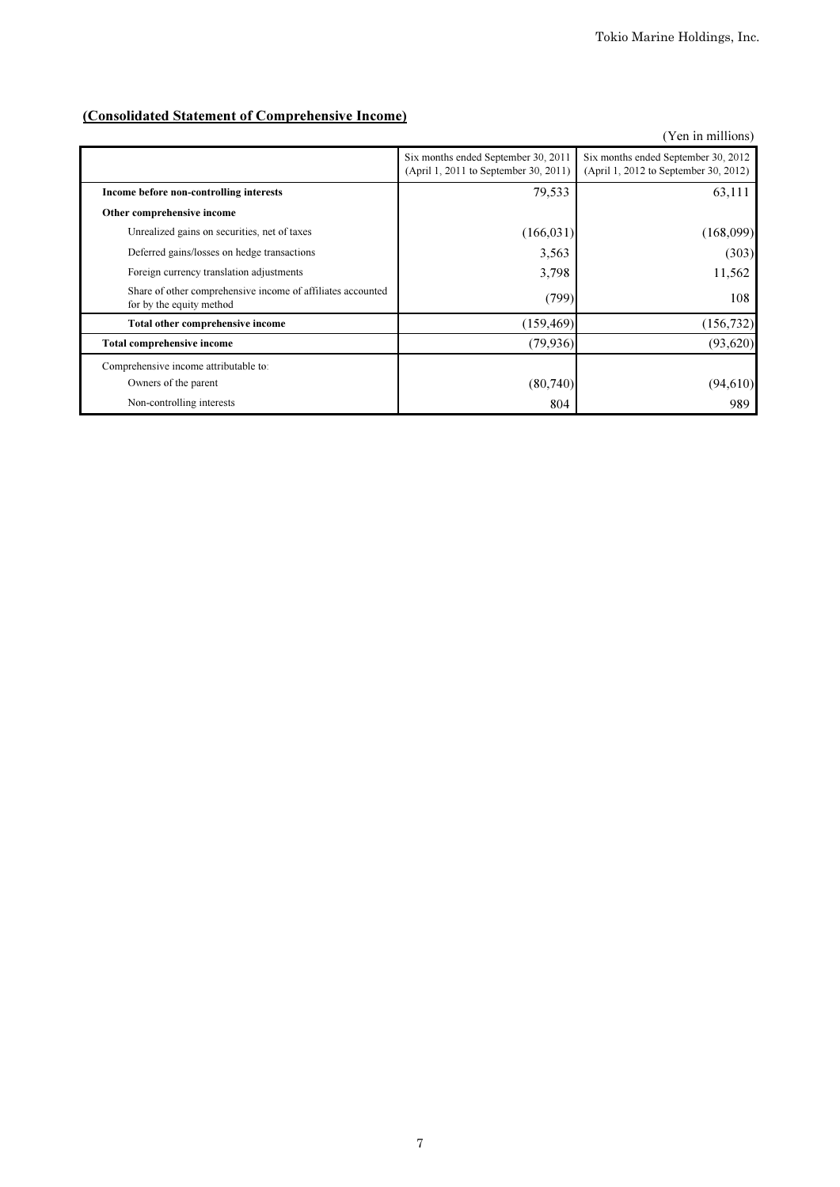## (Consolidated Statement of Comprehensive Income)

(Yen in millions)

| | Six months ended September 30, 2011 (April 1, 2011 to September 30, 2011) | Six months ended September 30, 2012 (April 1, 2012 to September 30, 2012) |
|---|---|---|
| **Income before non-controlling interests** | 79,533 | 63,111 |
| **Other comprehensive income** | | |
| Unrealized gains on securities, net of taxes | (166,031) | (168,099) |
| Deferred gains/losses on hedge transactions | 3,563 | (303) |
| Foreign currency translation adjustments | 3,798 | 11,562 |
| Share of other comprehensive income of affiliates accounted for by the equity method | (799) | 108 |
| **Total other comprehensive income** | (159,469) | (156,732) |
| **Total comprehensive income** | (79,936) | (93,620) |
| Comprehensive income attributable to: | | |
| Owners of the parent | (80,740) | (94,610) |
| Non-controlling interests | 804 | 989 |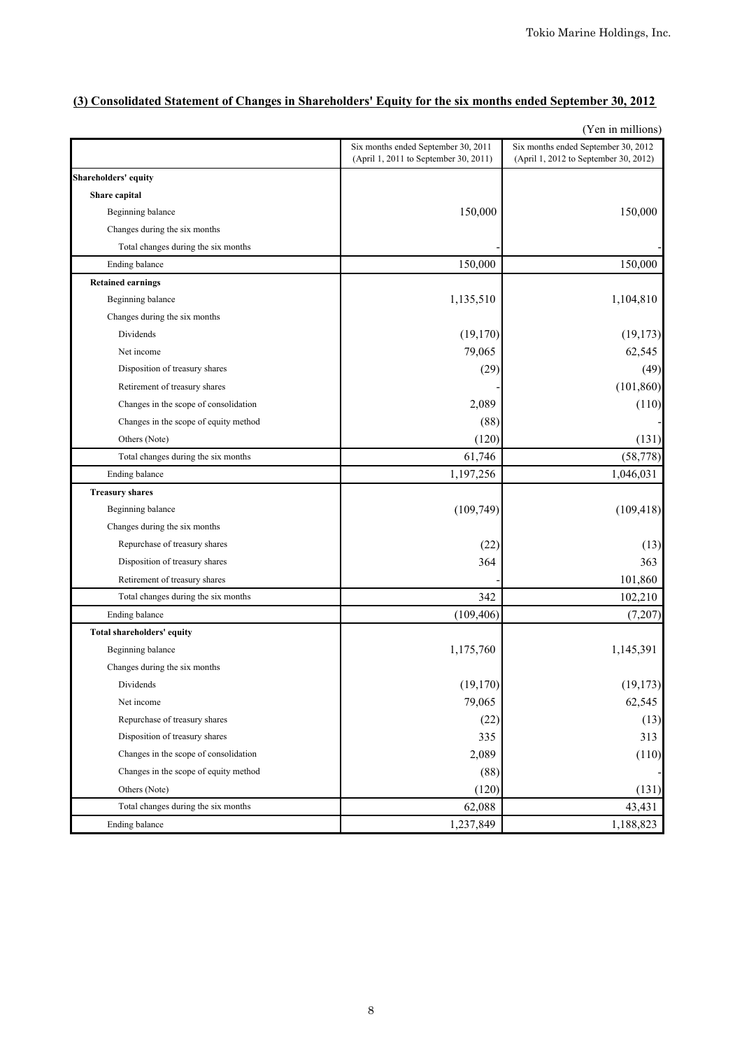## (3) Consolidated Statement of Changes in Shareholders' Equity for the six months ended September 30, 2012

(Yen in millions)

| | Six months ended September 30, 2011 (April 1, 2011 to September 30, 2011) | Six months ended September 30, 2012 (April 1, 2012 to September 30, 2012) |
|---|---|---|
| **Shareholders' equity** | | |
| **Share capital** | | |
| Beginning balance | 150,000 | 150,000 |
| Changes during the six months | | |
| Total changes during the six months | - | - |
| Ending balance | 150,000 | 150,000 |
| **Retained earnings** | | |
| Beginning balance | 1,135,510 | 1,104,810 |
| Changes during the six months | | |
| Dividends | (19,170) | (19,173) |
| Net income | 79,065 | 62,545 |
| Disposition of treasury shares | (29) | (49) |
| Retirement of treasury shares | - | (101,860) |
| Changes in the scope of consolidation | 2,089 | (110) |
| Changes in the scope of equity method | (88) | - |
| Others (Note) | (120) | (131) |
| Total changes during the six months | 61,746 | (58,778) |
| Ending balance | 1,197,256 | 1,046,031 |
| **Treasury shares** | | |
| Beginning balance | (109,749) | (109,418) |
| Changes during the six months | | |
| Repurchase of treasury shares | (22) | (13) |
| Disposition of treasury shares | 364 | 363 |
| Retirement of treasury shares | - | 101,860 |
| Total changes during the six months | 342 | 102,210 |
| Ending balance | (109,406) | (7,207) |
| **Total shareholders' equity** | | |
| Beginning balance | 1,175,760 | 1,145,391 |
| Changes during the six months | | |
| Dividends | (19,170) | (19,173) |
| Net income | 79,065 | 62,545 |
| Repurchase of treasury shares | (22) | (13) |
| Disposition of treasury shares | 335 | 313 |
| Changes in the scope of consolidation | 2,089 | (110) |
| Changes in the scope of equity method | (88) | - |
| Others (Note) | (120) | (131) |
| Total changes during the six months | 62,088 | 43,431 |
| Ending balance | 1,237,849 | 1,188,823 |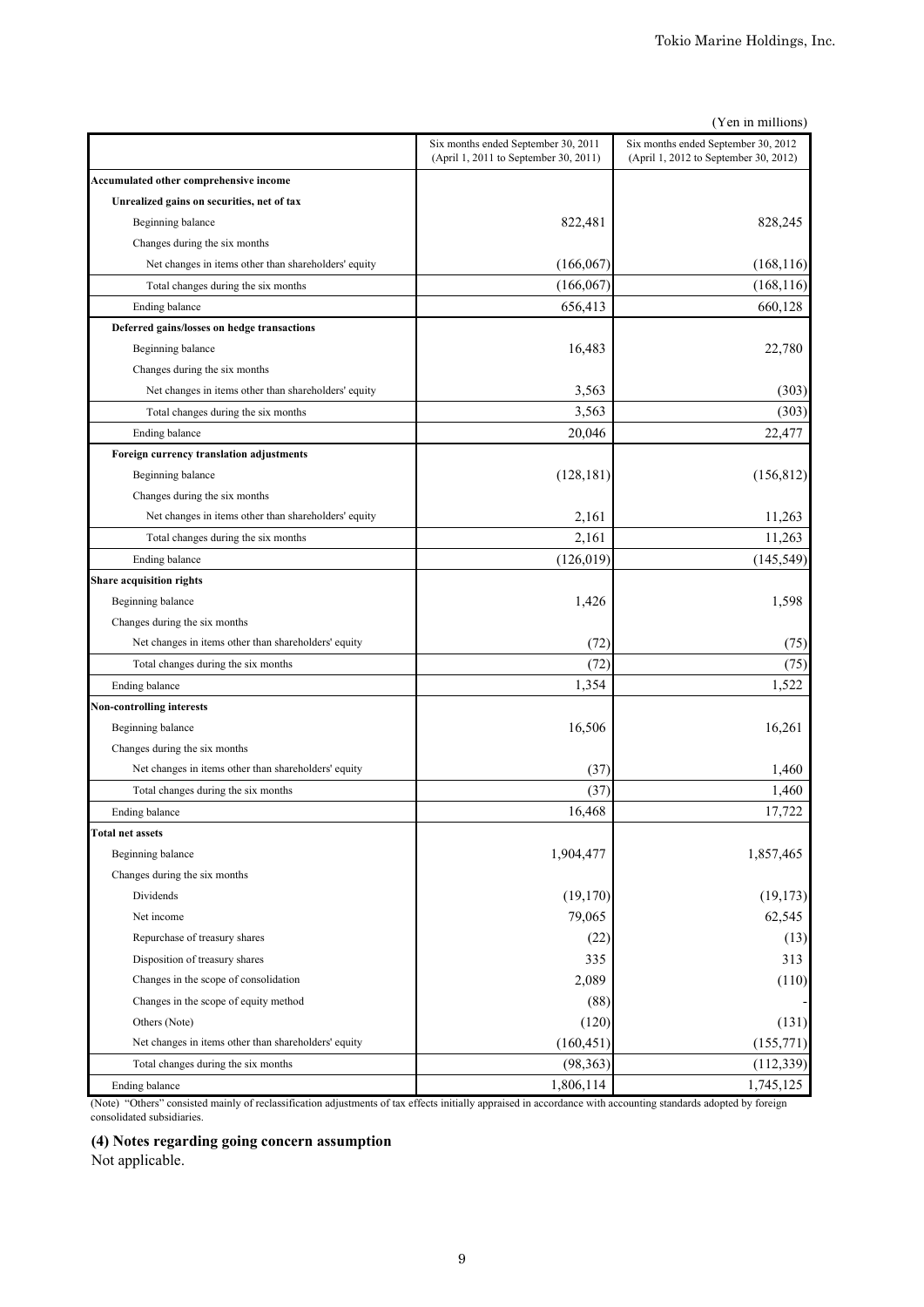(Yen in millions)

| | Six months ended September 30, 2011 (April 1, 2011 to September 30, 2011) | Six months ended September 30, 2012 (April 1, 2012 to September 30, 2012) |
|---|---|---|
| **Accumulated other comprehensive income** | | |
| **Unrealized gains on securities, net of tax** | | |
| Beginning balance | 822,481 | 828,245 |
| Changes during the six months | | |
| Net changes in items other than shareholders' equity | (166,067) | (168,116) |
| Total changes during the six months | (166,067) | (168,116) |
| Ending balance | 656,413 | 660,128 |
| **Deferred gains/losses on hedge transactions** | | |
| Beginning balance | 16,483 | 22,780 |
| Changes during the six months | | |
| Net changes in items other than shareholders' equity | 3,563 | (303) |
| Total changes during the six months | 3,563 | (303) |
| Ending balance | 20,046 | 22,477 |
| **Foreign currency translation adjustments** | | |
| Beginning balance | (128,181) | (156,812) |
| Changes during the six months | | |
| Net changes in items other than shareholders' equity | 2,161 | 11,263 |
| Total changes during the six months | 2,161 | 11,263 |
| Ending balance | (126,019) | (145,549) |
| **Share acquisition rights** | | |
| Beginning balance | 1,426 | 1,598 |
| Changes during the six months | | |
| Net changes in items other than shareholders' equity | (72) | (75) |
| Total changes during the six months | (72) | (75) |
| Ending balance | 1,354 | 1,522 |
| **Non-controlling interests** | | |
| Beginning balance | 16,506 | 16,261 |
| Changes during the six months | | |
| Net changes in items other than shareholders' equity | (37) | 1,460 |
| Total changes during the six months | (37) | 1,460 |
| Ending balance | 16,468 | 17,722 |
| **Total net assets** | | |
| Beginning balance | 1,904,477 | 1,857,465 |
| Changes during the six months | | |
| Dividends | (19,170) | (19,173) |
| Net income | 79,065 | 62,545 |
| Repurchase of treasury shares | (22) | (13) |
| Disposition of treasury shares | 335 | 313 |
| Changes in the scope of consolidation | 2,089 | (110) |
| Changes in the scope of equity method | (88) | - |
| Others (Note) | (120) | (131) |
| Net changes in items other than shareholders' equity | (160,451) | (155,771) |
| Total changes during the six months | (98,363) | (112,339) |
| Ending balance | 1,806,114 | 1,745,125 |

(Note) "Others" consisted mainly of reclassification adjustments of tax effects initially appraised in accordance with accounting standards adopted by foreign consolidated subsidiaries.

### (4) Notes regarding going concern assumption

Not applicable.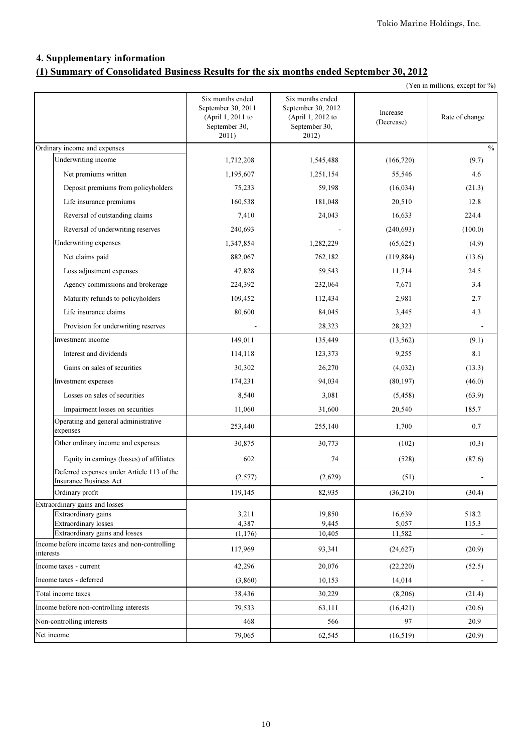## 4. Supplementary information

### (1) Summary of Consolidated Business Results for the six months ended September 30, 2012

(Yen in millions, except for %)

| | Six months ended September 30, 2011 (April 1, 2011 to September 30, 2011) | Six months ended September 30, 2012 (April 1, 2012 to September 30, 2012) | Increase (Decrease) | Rate of change |
|---|---|---|---|---|
| Ordinary income and expenses | | | | % |
| Underwriting income | 1,712,208 | 1,545,488 | (166,720) | (9.7) |
| Net premiums written | 1,195,607 | 1,251,154 | 55,546 | 4.6 |
| Deposit premiums from policyholders | 75,233 | 59,198 | (16,034) | (21.3) |
| Life insurance premiums | 160,538 | 181,048 | 20,510 | 12.8 |
| Reversal of outstanding claims | 7,410 | 24,043 | 16,633 | 224.4 |
| Reversal of underwriting reserves | 240,693 | - | (240,693) | (100.0) |
| Underwriting expenses | 1,347,854 | 1,282,229 | (65,625) | (4.9) |
| Net claims paid | 882,067 | 762,182 | (119,884) | (13.6) |
| Loss adjustment expenses | 47,828 | 59,543 | 11,714 | 24.5 |
| Agency commissions and brokerage | 224,392 | 232,064 | 7,671 | 3.4 |
| Maturity refunds to policyholders | 109,452 | 112,434 | 2,981 | 2.7 |
| Life insurance claims | 80,600 | 84,045 | 3,445 | 4.3 |
| Provision for underwriting reserves | - | 28,323 | 28,323 | - |
| Investment income | 149,011 | 135,449 | (13,562) | (9.1) |
| Interest and dividends | 114,118 | 123,373 | 9,255 | 8.1 |
| Gains on sales of securities | 30,302 | 26,270 | (4,032) | (13.3) |
| Investment expenses | 174,231 | 94,034 | (80,197) | (46.0) |
| Losses on sales of securities | 8,540 | 3,081 | (5,458) | (63.9) |
| Impairment losses on securities | 11,060 | 31,600 | 20,540 | 185.7 |
| Operating and general administrative expenses | 253,440 | 255,140 | 1,700 | 0.7 |
| Other ordinary income and expenses | 30,875 | 30,773 | (102) | (0.3) |
| Equity in earnings (losses) of affiliates | 602 | 74 | (528) | (87.6) |
| Deferred expenses under Article 113 of the Insurance Business Act | (2,577) | (2,629) | (51) | - |
| Ordinary profit | 119,145 | 82,935 | (36,210) | (30.4) |
| Extraordinary gains and losses | | | | |
| Extraordinary gains | 3,211 | 19,850 | 16,639 | 518.2 |
| Extraordinary losses | 4,387 | 9,445 | 5,057 | 115.3 |
| Extraordinary gains and losses | (1,176) | 10,405 | 11,582 | - |
| Income before income taxes and non-controlling interests | 117,969 | 93,341 | (24,627) | (20.9) |
| Income taxes - current | 42,296 | 20,076 | (22,220) | (52.5) |
| Income taxes - deferred | (3,860) | 10,153 | 14,014 | - |
| Total income taxes | 38,436 | 30,229 | (8,206) | (21.4) |
| Income before non-controlling interests | 79,533 | 63,111 | (16,421) | (20.6) |
| Non-controlling interests | 468 | 566 | 97 | 20.9 |
| Net income | 79,065 | 62,545 | (16,519) | (20.9) |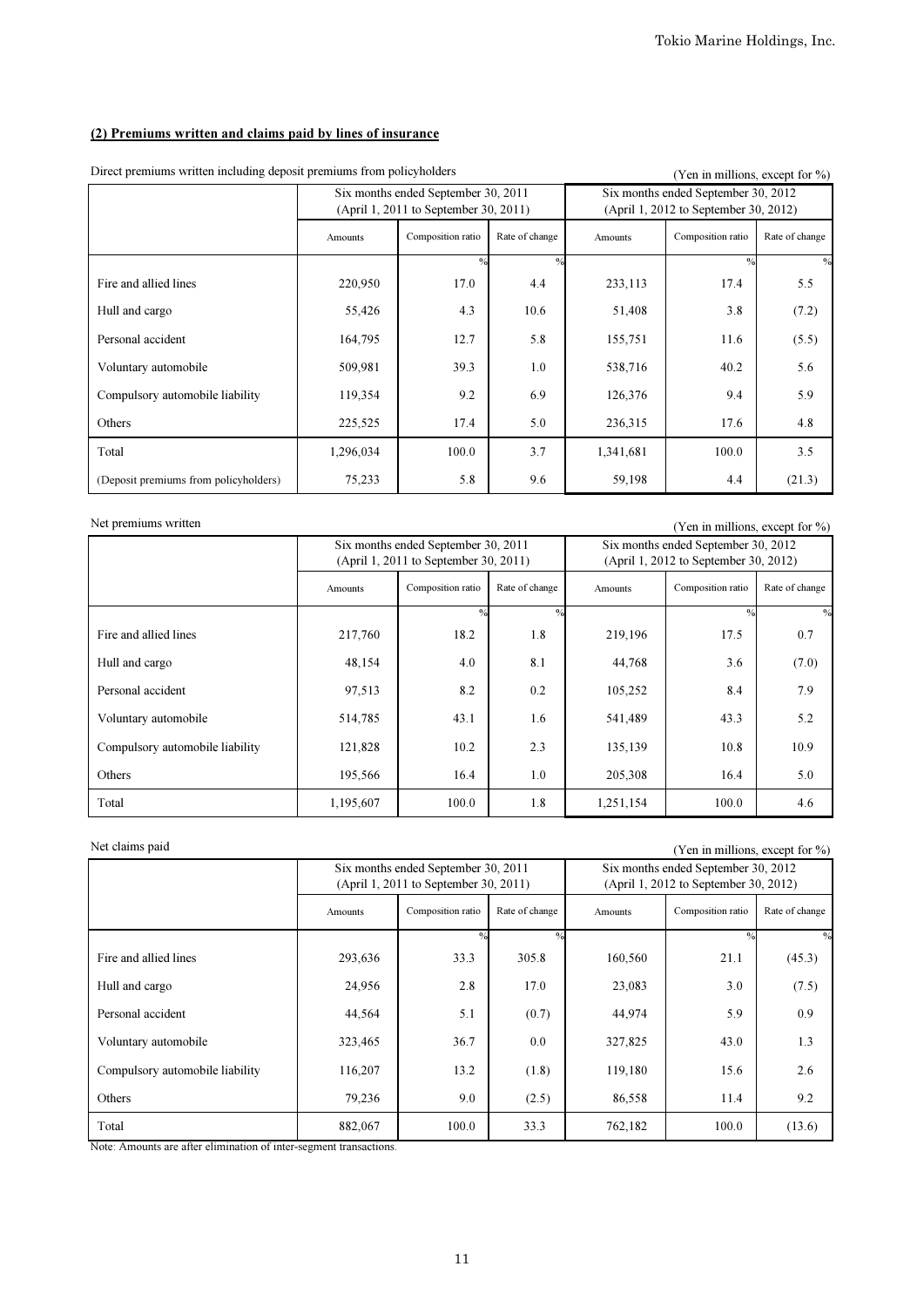### (2) Premiums written and claims paid by lines of insurance

Direct premiums written including deposit premiums from policyholders

(Yen in millions, except for %)

| | Six months ended September 30, 2011 (April 1, 2011 to September 30, 2011) | | | Six months ended September 30, 2012 (April 1, 2012 to September 30, 2012) | | |
|---|---|---|---|---|---|---|
| | Amounts | Composition ratio | Rate of change | Amounts | Composition ratio | Rate of change |
| | | % | % | | % | % |
| Fire and allied lines | 220,950 | 17.0 | 4.4 | 233,113 | 17.4 | 5.5 |
| Hull and cargo | 55,426 | 4.3 | 10.6 | 51,408 | 3.8 | (7.2) |
| Personal accident | 164,795 | 12.7 | 5.8 | 155,751 | 11.6 | (5.5) |
| Voluntary automobile | 509,981 | 39.3 | 1.0 | 538,716 | 40.2 | 5.6 |
| Compulsory automobile liability | 119,354 | 9.2 | 6.9 | 126,376 | 9.4 | 5.9 |
| Others | 225,525 | 17.4 | 5.0 | 236,315 | 17.6 | 4.8 |
| Total | 1,296,034 | 100.0 | 3.7 | 1,341,681 | 100.0 | 3.5 |
| (Deposit premiums from policyholders) | 75,233 | 5.8 | 9.6 | 59,198 | 4.4 | (21.3) |

Net premiums written

(Yen in millions, except for %)

| | Six months ended September 30, 2011 (April 1, 2011 to September 30, 2011) | | | Six months ended September 30, 2012 (April 1, 2012 to September 30, 2012) | | |
|---|---|---|---|---|---|---|
| | Amounts | Composition ratio | Rate of change | Amounts | Composition ratio | Rate of change |
| | | % | % | | % | % |
| Fire and allied lines | 217,760 | 18.2 | 1.8 | 219,196 | 17.5 | 0.7 |
| Hull and cargo | 48,154 | 4.0 | 8.1 | 44,768 | 3.6 | (7.0) |
| Personal accident | 97,513 | 8.2 | 0.2 | 105,252 | 8.4 | 7.9 |
| Voluntary automobile | 514,785 | 43.1 | 1.6 | 541,489 | 43.3 | 5.2 |
| Compulsory automobile liability | 121,828 | 10.2 | 2.3 | 135,139 | 10.8 | 10.9 |
| Others | 195,566 | 16.4 | 1.0 | 205,308 | 16.4 | 5.0 |
| Total | 1,195,607 | 100.0 | 1.8 | 1,251,154 | 100.0 | 4.6 |

Net claims paid

(Yen in millions, except for %)

| | Six months ended September 30, 2011 (April 1, 2011 to September 30, 2011) | | | Six months ended September 30, 2012 (April 1, 2012 to September 30, 2012) | | |
|---|---|---|---|---|---|---|
| | Amounts | Composition ratio | Rate of change | Amounts | Composition ratio | Rate of change |
| | | % | % | | % | % |
| Fire and allied lines | 293,636 | 33.3 | 305.8 | 160,560 | 21.1 | (45.3) |
| Hull and cargo | 24,956 | 2.8 | 17.0 | 23,083 | 3.0 | (7.5) |
| Personal accident | 44,564 | 5.1 | (0.7) | 44,974 | 5.9 | 0.9 |
| Voluntary automobile | 323,465 | 36.7 | 0.0 | 327,825 | 43.0 | 1.3 |
| Compulsory automobile liability | 116,207 | 13.2 | (1.8) | 119,180 | 15.6 | 2.6 |
| Others | 79,236 | 9.0 | (2.5) | 86,558 | 11.4 | 9.2 |
| Total | 882,067 | 100.0 | 33.3 | 762,182 | 100.0 | (13.6) |

Note: Amounts are after elimination of inter-segment transactions.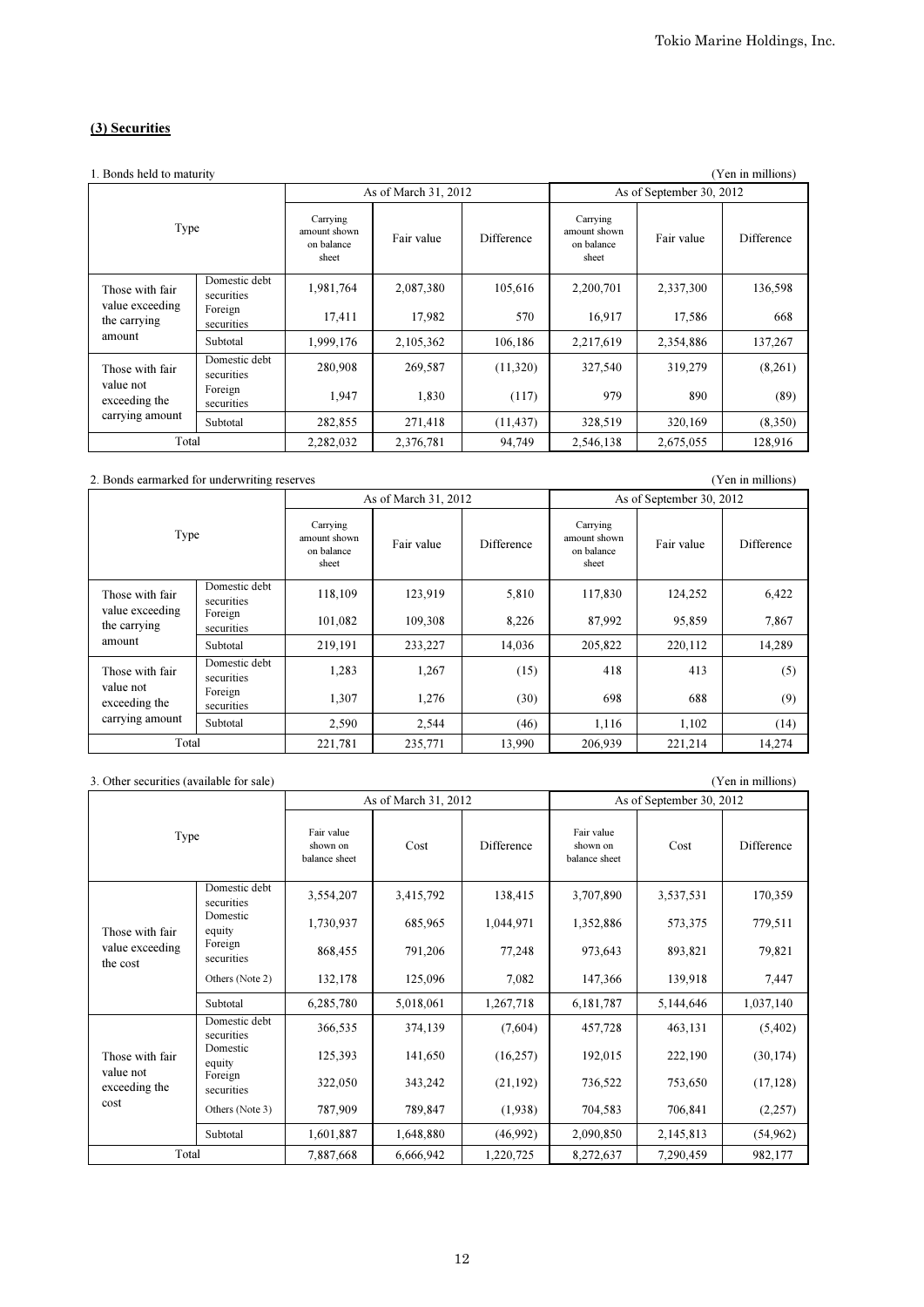## (3) Securities

1. Bonds held to maturity (Yen in millions)

| Type | | As of March 31, 2012 | | | As of September 30, 2012 | | |
|---|---|---|---|---|---|---|---|
| | | Carrying amount shown on balance sheet | Fair value | Difference | Carrying amount shown on balance sheet | Fair value | Difference |
| Those with fair value exceeding the carrying amount | Domestic debt securities | 1,981,764 | 2,087,380 | 105,616 | 2,200,701 | 2,337,300 | 136,598 |
| | Foreign securities | 17,411 | 17,982 | 570 | 16,917 | 17,586 | 668 |
| | Subtotal | 1,999,176 | 2,105,362 | 106,186 | 2,217,619 | 2,354,886 | 137,267 |
| Those with fair value not exceeding the carrying amount | Domestic debt securities | 280,908 | 269,587 | (11,320) | 327,540 | 319,279 | (8,261) |
| | Foreign securities | 1,947 | 1,830 | (117) | 979 | 890 | (89) |
| | Subtotal | 282,855 | 271,418 | (11,437) | 328,519 | 320,169 | (8,350) |
| Total | | 2,282,032 | 2,376,781 | 94,749 | 2,546,138 | 2,675,055 | 128,916 |

2. Bonds earmarked for underwriting reserves (Yen in millions)

| Type | | As of March 31, 2012 | | | As of September 30, 2012 | | |
|---|---|---|---|---|---|---|---|
| | | Carrying amount shown on balance sheet | Fair value | Difference | Carrying amount shown on balance sheet | Fair value | Difference |
| Those with fair value exceeding the carrying amount | Domestic debt securities | 118,109 | 123,919 | 5,810 | 117,830 | 124,252 | 6,422 |
| | Foreign securities | 101,082 | 109,308 | 8,226 | 87,992 | 95,859 | 7,867 |
| | Subtotal | 219,191 | 233,227 | 14,036 | 205,822 | 220,112 | 14,289 |
| Those with fair value not exceeding the carrying amount | Domestic debt securities | 1,283 | 1,267 | (15) | 418 | 413 | (5) |
| | Foreign securities | 1,307 | 1,276 | (30) | 698 | 688 | (9) |
| | Subtotal | 2,590 | 2,544 | (46) | 1,116 | 1,102 | (14) |
| Total | | 221,781 | 235,771 | 13,990 | 206,939 | 221,214 | 14,274 |

3. Other securities (available for sale) (Yen in millions)

| Type | | As of March 31, 2012 | | | As of September 30, 2012 | | |
|---|---|---|---|---|---|---|---|
| | | Fair value shown on balance sheet | Cost | Difference | Fair value shown on balance sheet | Cost | Difference |
| Those with fair value exceeding the cost | Domestic debt securities | 3,554,207 | 3,415,792 | 138,415 | 3,707,890 | 3,537,531 | 170,359 |
| | Domestic equity | 1,730,937 | 685,965 | 1,044,971 | 1,352,886 | 573,375 | 779,511 |
| | Foreign securities | 868,455 | 791,206 | 77,248 | 973,643 | 893,821 | 79,821 |
| | Others (Note 2) | 132,178 | 125,096 | 7,082 | 147,366 | 139,918 | 7,447 |
| | Subtotal | 6,285,780 | 5,018,061 | 1,267,718 | 6,181,787 | 5,144,646 | 1,037,140 |
| Those with fair value not exceeding the cost | Domestic debt securities | 366,535 | 374,139 | (7,604) | 457,728 | 463,131 | (5,402) |
| | Domestic equity | 125,393 | 141,650 | (16,257) | 192,015 | 222,190 | (30,174) |
| | Foreign securities | 322,050 | 343,242 | (21,192) | 736,522 | 753,650 | (17,128) |
| | Others (Note 3) | 787,909 | 789,847 | (1,938) | 704,583 | 706,841 | (2,257) |
| | Subtotal | 1,601,887 | 1,648,880 | (46,992) | 2,090,850 | 2,145,813 | (54,962) |
| Total | | 7,887,668 | 6,666,942 | 1,220,725 | 8,272,637 | 7,290,459 | 982,177 |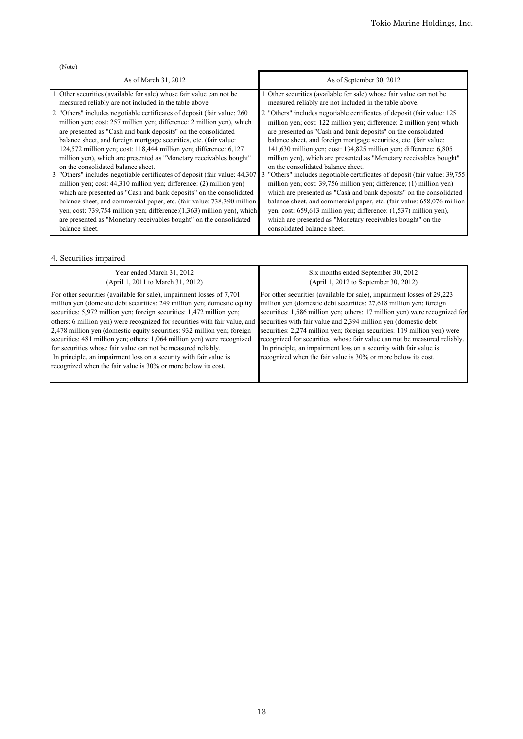(Note)

| As of March 31, 2012 | As of September 30, 2012 |
|---|---|
| 1 Other securities (available for sale) whose fair value can not be measured reliably are not included in the table above.<br>2 "Others" includes negotiable certificates of deposit (fair value: 260 million yen; cost: 257 million yen; difference: 2 million yen), which are presented as "Cash and bank deposits" on the consolidated balance sheet, and foreign mortgage securities, etc. (fair value: 124,572 million yen; cost: 118,444 million yen; difference: 6,127 million yen), which are presented as "Monetary receivables bought" on the consolidated balance sheet.<br>3 "Others" includes negotiable certificates of deposit (fair value: 44,307 million yen; cost: 44,310 million yen; difference: (2) million yen) which are presented as "Cash and bank deposits" on the consolidated balance sheet, and commercial paper, etc. (fair value: 738,390 million yen; cost: 739,754 million yen; difference:(1,363) million yen), which are presented as "Monetary receivables bought" on the consolidated balance sheet. | 1 Other securities (available for sale) whose fair value can not be measured reliably are not included in the table above.<br>2 "Others" includes negotiable certificates of deposit (fair value: 125 million yen; cost: 122 million yen; difference: 2 million yen) which are presented as "Cash and bank deposits" on the consolidated balance sheet, and foreign mortgage securities, etc. (fair value: 141,630 million yen; cost: 134,825 million yen; difference: 6,805 million yen), which are presented as "Monetary receivables bought" on the consolidated balance sheet.<br>3 "Others" includes negotiable certificates of deposit (fair value: 39,755 million yen; cost: 39,756 million yen; difference; (1) million yen) which are presented as "Cash and bank deposits" on the consolidated balance sheet, and commercial paper, etc. (fair value: 658,076 million yen; cost: 659,613 million yen; difference: (1,537) million yen), which are presented as "Monetary receivables bought" on the consolidated balance sheet. |

## 4. Securities impaired

| Year ended March 31, 2012<br>(April 1, 2011 to March 31, 2012) | Six months ended September 30, 2012<br>(April 1, 2012 to September 30, 2012) |
|---|---|
| For other securities (available for sale), impairment losses of 7,701 million yen (domestic debt securities: 249 million yen; domestic equity securities: 5,972 million yen; foreign securities: 1,472 million yen; others: 6 million yen) were recognized for securities with fair value, and 2,478 million yen (domestic equity securities: 932 million yen; foreign securities: 481 million yen; others: 1,064 million yen) were recognized for securities whose fair value can not be measured reliably.<br>In principle, an impairment loss on a security with fair value is recognized when the fair value is 30% or more below its cost. | For other securities (available for sale), impairment losses of 29,223 million yen (domestic debt securities: 27,618 million yen; foreign securities: 1,586 million yen; others: 17 million yen) were recognized for securities with fair value and 2,394 million yen (domestic debt securities: 2,274 million yen; foreign securities: 119 million yen) were recognized for securities whose fair value can not be measured reliably.<br>In principle, an impairment loss on a security with fair value is recognized when the fair value is 30% or more below its cost. |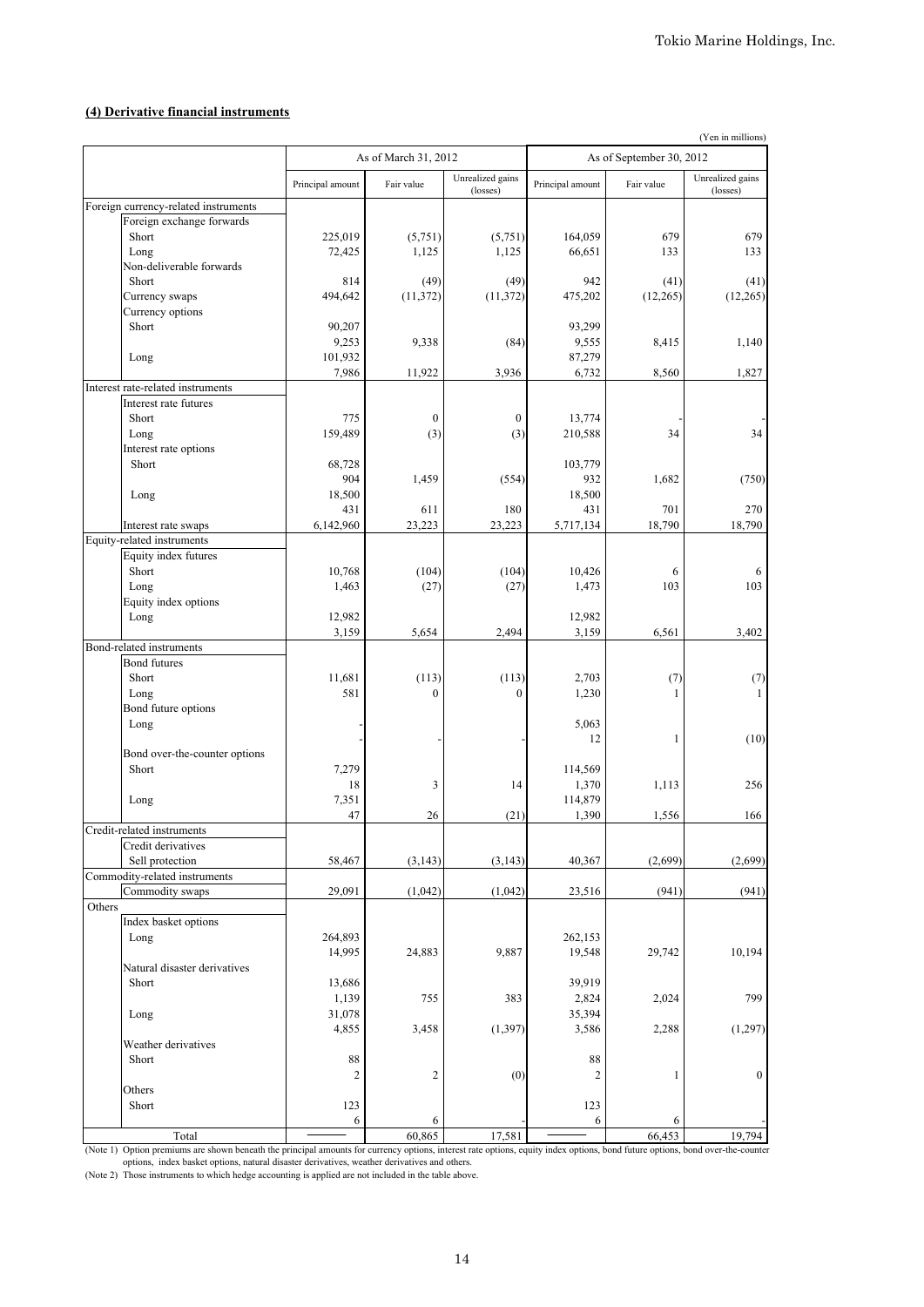### (4) Derivative financial instruments

(Yen in millions)

| | As of March 31, 2012 | | | As of September 30, 2012 | | |
|---|---|---|---|---|---|---|
| | Principal amount | Fair value | Unrealized gains (losses) | Principal amount | Fair value | Unrealized gains (losses) |
| **Foreign currency-related instruments** | | | | | | |
| Foreign exchange forwards | | | | | | |
| Short | 225,019 | (5,751) | (5,751) | 164,059 | 679 | 679 |
| Long | 72,425 | 1,125 | 1,125 | 66,651 | 133 | 133 |
| Non-deliverable forwards | | | | | | |
| Short | 814 | (49) | (49) | 942 | (41) | (41) |
| Currency swaps | 494,642 | (11,372) | (11,372) | 475,202 | (12,265) | (12,265) |
| Currency options | | | | | | |
| Short | 90,207 | | | 93,299 | | |
| | 9,253 | 9,338 | (84) | 9,555 | 8,415 | 1,140 |
| Long | 101,932 | | | 87,279 | | |
| | 7,986 | 11,922 | 3,936 | 6,732 | 8,560 | 1,827 |
| **Interest rate-related instruments** | | | | | | |
| Interest rate futures | | | | | | |
| Short | 775 | 0 | 0 | 13,774 | - | - |
| Long | 159,489 | (3) | (3) | 210,588 | 34 | 34 |
| Interest rate options | | | | | | |
| Short | 68,728 | | | 103,779 | | |
| | 904 | 1,459 | (554) | 932 | 1,682 | (750) |
| Long | 18,500 | | | 18,500 | | |
| | 431 | 611 | 180 | 431 | 701 | 270 |
| Interest rate swaps | 6,142,960 | 23,223 | 23,223 | 5,717,134 | 18,790 | 18,790 |
| **Equity-related instruments** | | | | | | |
| Equity index futures | | | | | | |
| Short | 10,768 | (104) | (104) | 10,426 | 6 | 6 |
| Long | 1,463 | (27) | (27) | 1,473 | 103 | 103 |
| Equity index options | | | | | | |
| Long | 12,982 | | | 12,982 | | |
| | 3,159 | 5,654 | 2,494 | 3,159 | 6,561 | 3,402 |
| **Bond-related instruments** | | | | | | |
| Bond futures | | | | | | |
| Short | 11,681 | (113) | (113) | 2,703 | (7) | (7) |
| Long | 581 | 0 | 0 | 1,230 | 1 | 1 |
| Bond future options | | | | | | |
| Long | - | | | 5,063 | | |
| | - | - | - | 12 | 1 | (10) |
| Bond over-the-counter options | | | | | | |
| Short | 7,279 | | | 114,569 | | |
| | 18 | 3 | 14 | 1,370 | 1,113 | 256 |
| Long | 7,351 | | | 114,879 | | |
| | 47 | 26 | (21) | 1,390 | 1,556 | 166 |
| **Credit-related instruments** | | | | | | |
| Credit derivatives | | | | | | |
| Sell protection | 58,467 | (3,143) | (3,143) | 40,367 | (2,699) | (2,699) |
| **Commodity-related instruments** | | | | | | |
| Commodity swaps | 29,091 | (1,042) | (1,042) | 23,516 | (941) | (941) |
| **Others** | | | | | | |
| Index basket options | | | | | | |
| Long | 264,893 | | | 262,153 | | |
| | 14,995 | 24,883 | 9,887 | 19,548 | 29,742 | 10,194 |
| Natural disaster derivatives | | | | | | |
| Short | 13,686 | | | 39,919 | | |
| | 1,139 | 755 | 383 | 2,824 | 2,024 | 799 |
| Long | 31,078 | | | 35,394 | | |
| | 4,855 | 3,458 | (1,397) | 3,586 | 2,288 | (1,297) |
| Weather derivatives | | | | | | |
| Short | 88 | | | 88 | | |
| | 2 | 2 | (0) | 2 | 1 | 0 |
| Others | | | | | | |
| Short | 123 | | | 123 | | |
| | 6 | 6 | - | 6 | 6 | - |
| Total | | 60,865 | 17,581 | | 66,453 | 19,794 |

(Note 1) Option premiums are shown beneath the principal amounts for currency options, interest rate options, equity index options, bond future options, bond over-the-counter options, index basket options, natural disaster derivatives, weather derivatives and others.

(Note 2) Those instruments to which hedge accounting is applied are not included in the table above.